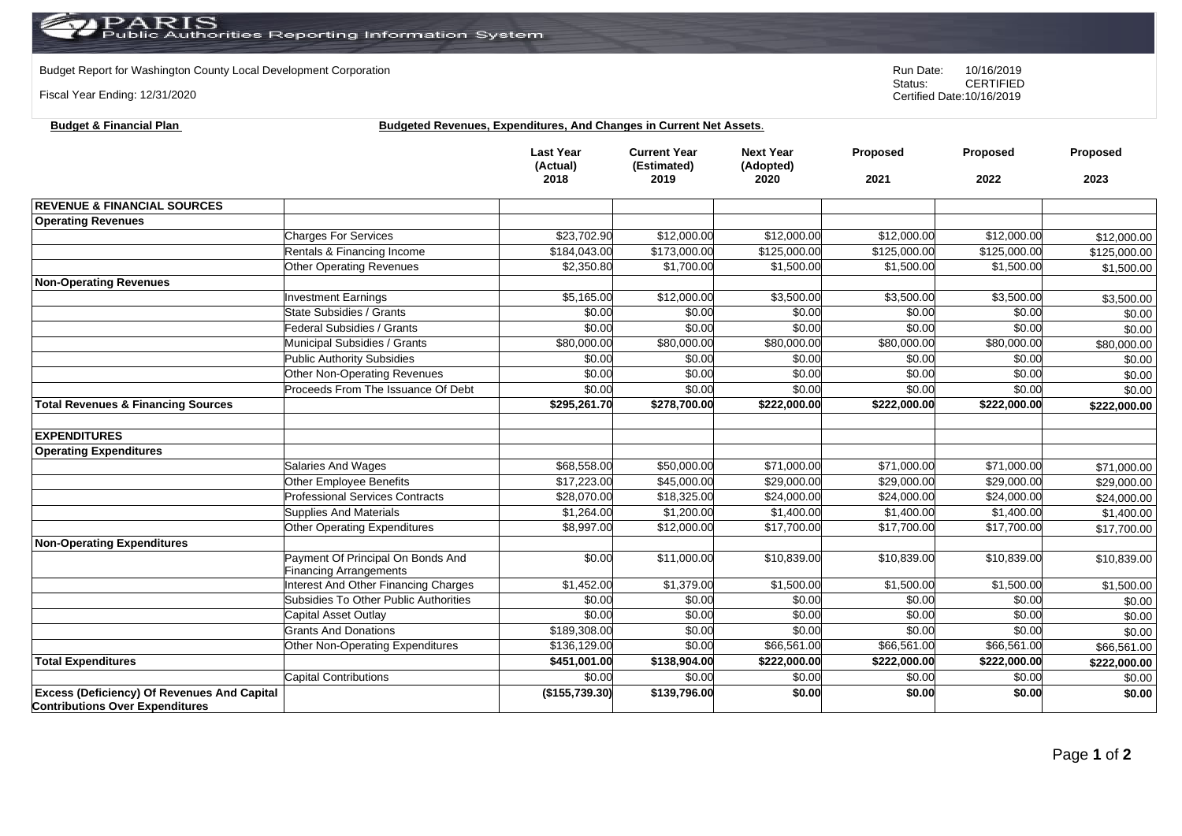PARIS Public Authorities Reporting Information System

Budget Report for Washington County Local Development Corporation

Fiscal Year Ending: 12/31/2020

Run Date: 10/16/2019
Status: CERTIFIED
Certified Date:10/16/2019

**Budget & Financial Plan** **Budgeted Revenues, Expenditures, And Changes in Current Net Assets.**

| | | Last Year (Actual) 2018 | Current Year (Estimated) 2019 | Next Year (Adopted) 2020 | Proposed 2021 | Proposed 2022 | Proposed 2023 |
|---|---|---|---|---|---|---|---|
| **REVENUE & FINANCIAL SOURCES** | | | | | | | |
| **Operating Revenues** | | | | | | | |
| | Charges For Services | $23,702.90 | $12,000.00 | $12,000.00 | $12,000.00 | $12,000.00 | $12,000.00 |
| | Rentals & Financing Income | $184,043.00 | $173,000.00 | $125,000.00 | $125,000.00 | $125,000.00 | $125,000.00 |
| | Other Operating Revenues | $2,350.80 | $1,700.00 | $1,500.00 | $1,500.00 | $1,500.00 | $1,500.00 |
| **Non-Operating Revenues** | | | | | | | |
| | Investment Earnings | $5,165.00 | $12,000.00 | $3,500.00 | $3,500.00 | $3,500.00 | $3,500.00 |
| | State Subsidies / Grants | $0.00 | $0.00 | $0.00 | $0.00 | $0.00 | $0.00 |
| | Federal Subsidies / Grants | $0.00 | $0.00 | $0.00 | $0.00 | $0.00 | $0.00 |
| | Municipal Subsidies / Grants | $80,000.00 | $80,000.00 | $80,000.00 | $80,000.00 | $80,000.00 | $80,000.00 |
| | Public Authority Subsidies | $0.00 | $0.00 | $0.00 | $0.00 | $0.00 | $0.00 |
| | Other Non-Operating Revenues | $0.00 | $0.00 | $0.00 | $0.00 | $0.00 | $0.00 |
| | Proceeds From The Issuance Of Debt | $0.00 | $0.00 | $0.00 | $0.00 | $0.00 | $0.00 |
| **Total Revenues & Financing Sources** | | **$295,261.70** | **$278,700.00** | **$222,000.00** | **$222,000.00** | **$222,000.00** | **$222,000.00** |
| | | | | | | | |
| **EXPENDITURES** | | | | | | | |
| **Operating Expenditures** | | | | | | | |
| | Salaries And Wages | $68,558.00 | $50,000.00 | $71,000.00 | $71,000.00 | $71,000.00 | $71,000.00 |
| | Other Employee Benefits | $17,223.00 | $45,000.00 | $29,000.00 | $29,000.00 | $29,000.00 | $29,000.00 |
| | Professional Services Contracts | $28,070.00 | $18,325.00 | $24,000.00 | $24,000.00 | $24,000.00 | $24,000.00 |
| | Supplies And Materials | $1,264.00 | $1,200.00 | $1,400.00 | $1,400.00 | $1,400.00 | $1,400.00 |
| | Other Operating Expenditures | $8,997.00 | $12,000.00 | $17,700.00 | $17,700.00 | $17,700.00 | $17,700.00 |
| **Non-Operating Expenditures** | | | | | | | |
| | Payment Of Principal On Bonds And Financing Arrangements | $0.00 | $11,000.00 | $10,839.00 | $10,839.00 | $10,839.00 | $10,839.00 |
| | Interest And Other Financing Charges | $1,452.00 | $1,379.00 | $1,500.00 | $1,500.00 | $1,500.00 | $1,500.00 |
| | Subsidies To Other Public Authorities | $0.00 | $0.00 | $0.00 | $0.00 | $0.00 | $0.00 |
| | Capital Asset Outlay | $0.00 | $0.00 | $0.00 | $0.00 | $0.00 | $0.00 |
| | Grants And Donations | $189,308.00 | $0.00 | $0.00 | $0.00 | $0.00 | $0.00 |
| | Other Non-Operating Expenditures | $136,129.00 | $0.00 | $66,561.00 | $66,561.00 | $66,561.00 | $66,561.00 |
| **Total Expenditures** | | **$451,001.00** | **$138,904.00** | **$222,000.00** | **$222,000.00** | **$222,000.00** | **$222,000.00** |
| | Capital Contributions | $0.00 | $0.00 | $0.00 | $0.00 | $0.00 | $0.00 |
| **Excess (Deficiency) Of Revenues And Capital Contributions Over Expenditures** | | **($155,739.30)** | **$139,796.00** | **$0.00** | **$0.00** | **$0.00** | **$0.00** |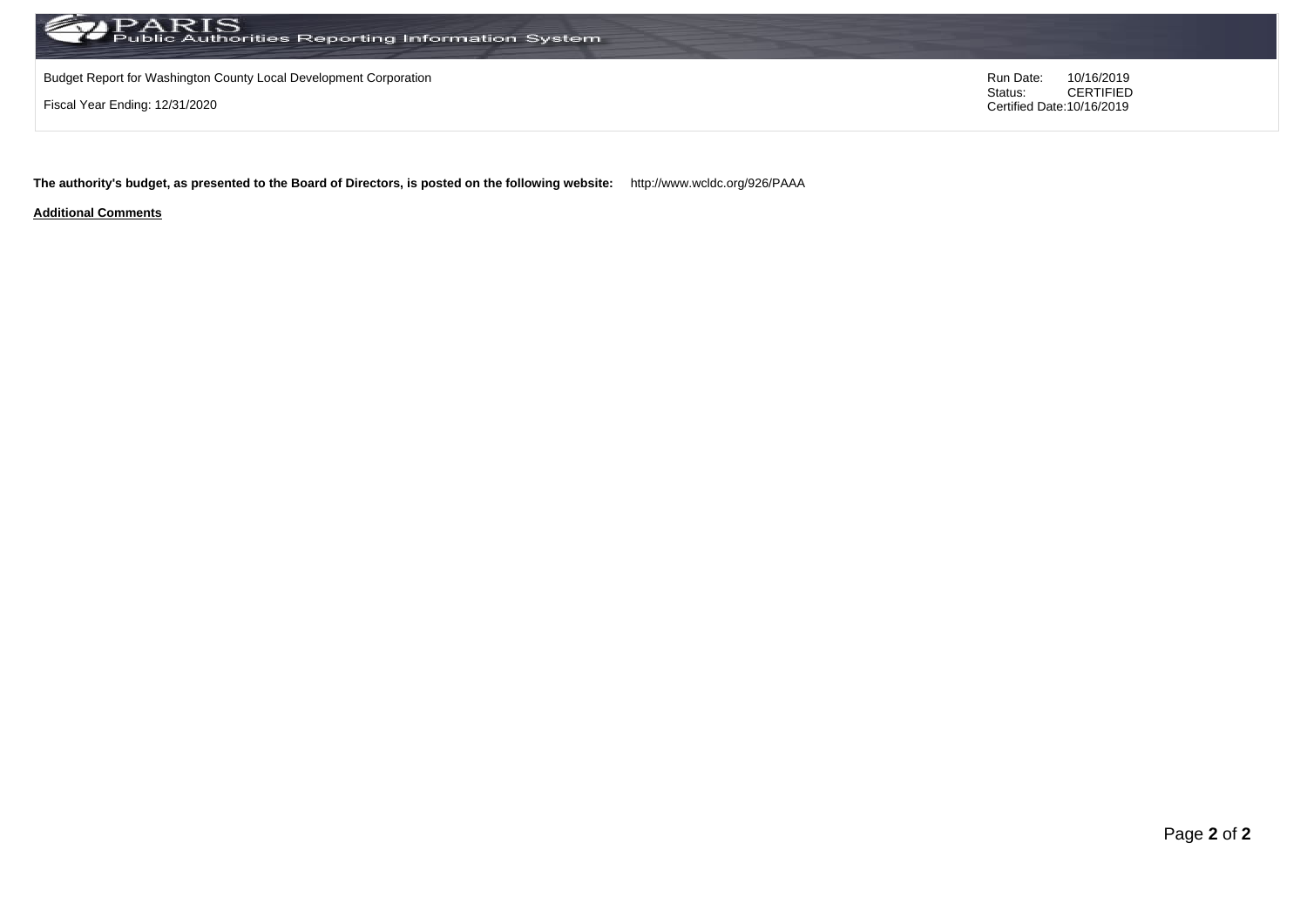Budget Report for Washington County Local Development Corporation

Fiscal Year Ending: 12/31/2020

Run Date: 10/16/2019
Status: CERTIFIED
Certified Date:10/16/2019

**The authority's budget, as presented to the Board of Directors, is posted on the following website:** http://www.wcldc.org/926/PAAA

**Additional Comments**